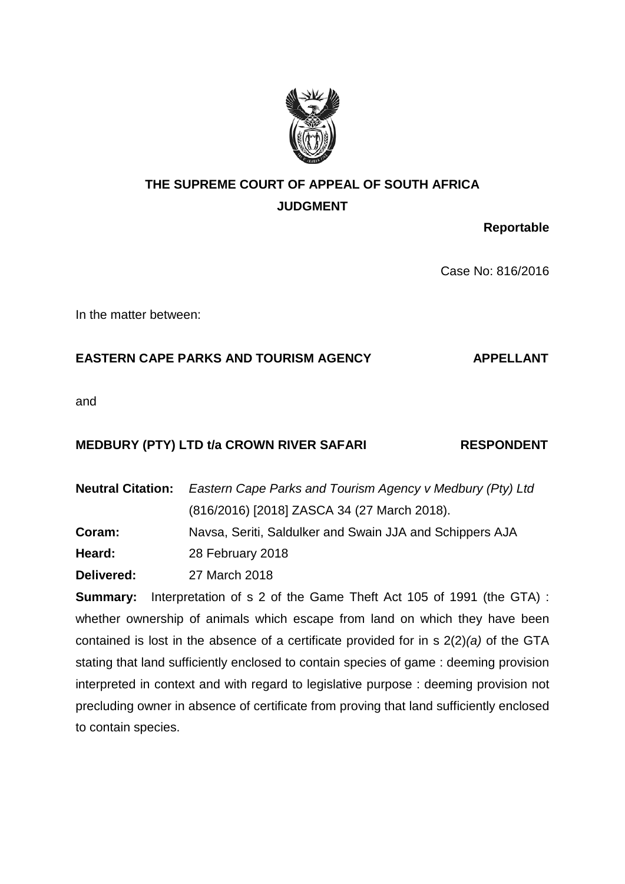# THE SUPREME COURT OF APPEAL OF SOUTH AFRICA

## JUDGMENT

**Reportable**

Case No: 816/2016

In the matter between:

**EASTERN CAPE PARKS AND TOURISM AGENCY** **APPELLANT**

and

**MEDBURY (PTY) LTD t/a CROWN RIVER SAFARI** **RESPONDENT**

**Neutral Citation:** *Eastern Cape Parks and Tourism Agency v Medbury (Pty) Ltd* (816/2016) [2018] ZASCA 34 (27 March 2018).

**Coram:** Navsa, Seriti, Saldulker and Swain JJA and Schippers AJA

**Heard:** 28 February 2018

**Delivered:** 27 March 2018

**Summary:** Interpretation of s 2 of the Game Theft Act 105 of 1991 (the GTA) : whether ownership of animals which escape from land on which they have been contained is lost in the absence of a certificate provided for in s 2(2)*(a)* of the GTA stating that land sufficiently enclosed to contain species of game : deeming provision interpreted in context and with regard to legislative purpose : deeming provision not precluding owner in absence of certificate from proving that land sufficiently enclosed to contain species.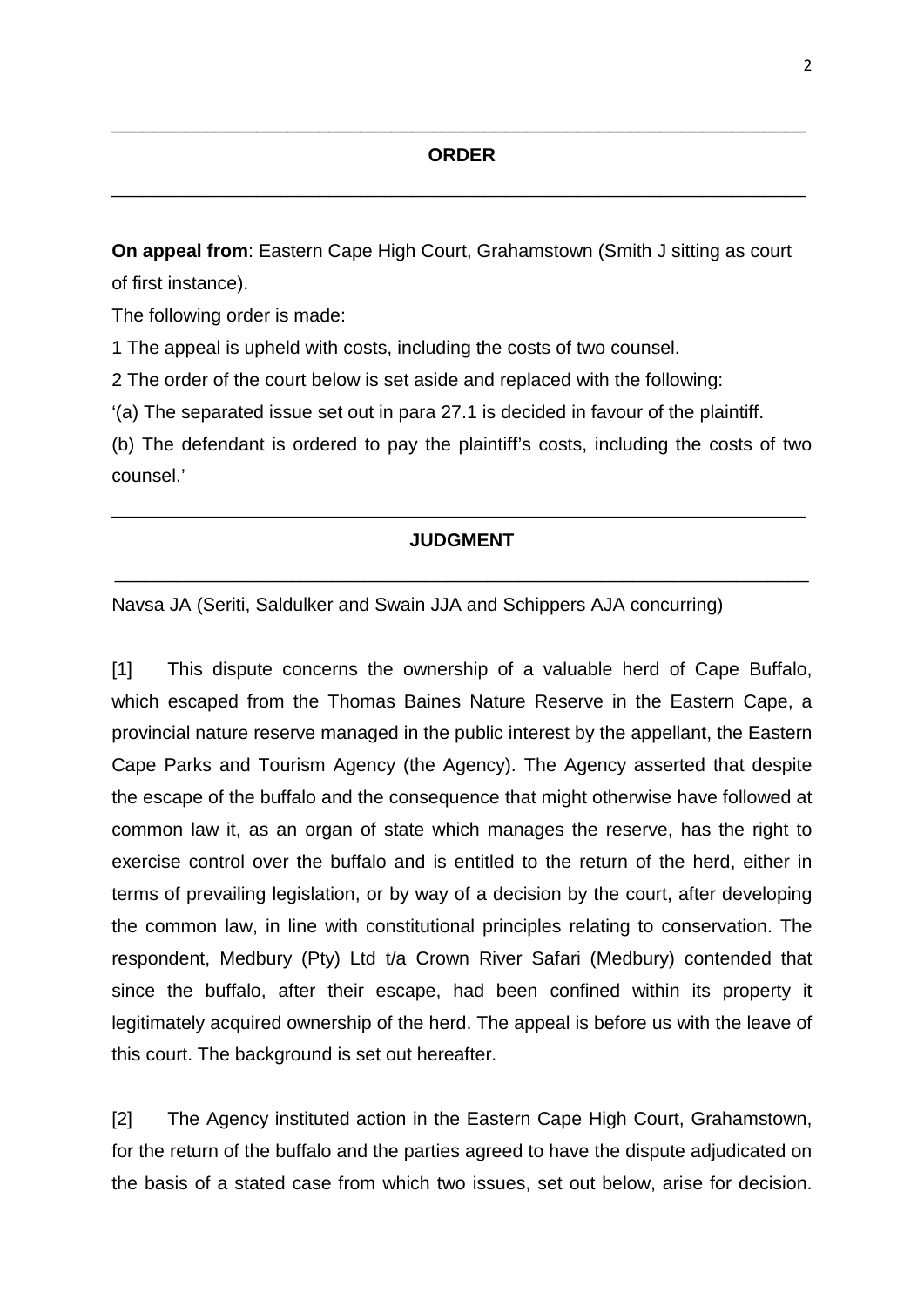## ORDER

**On appeal from**: Eastern Cape High Court, Grahamstown (Smith J sitting as court of first instance).

The following order is made:

1 The appeal is upheld with costs, including the costs of two counsel.

2 The order of the court below is set aside and replaced with the following:

'(a) The separated issue set out in para 27.1 is decided in favour of the plaintiff.

(b) The defendant is ordered to pay the plaintiff's costs, including the costs of two counsel.'

## JUDGMENT

Navsa JA (Seriti, Saldulker and Swain JJA and Schippers AJA concurring)

[1] This dispute concerns the ownership of a valuable herd of Cape Buffalo, which escaped from the Thomas Baines Nature Reserve in the Eastern Cape, a provincial nature reserve managed in the public interest by the appellant, the Eastern Cape Parks and Tourism Agency (the Agency). The Agency asserted that despite the escape of the buffalo and the consequence that might otherwise have followed at common law it, as an organ of state which manages the reserve, has the right to exercise control over the buffalo and is entitled to the return of the herd, either in terms of prevailing legislation, or by way of a decision by the court, after developing the common law, in line with constitutional principles relating to conservation. The respondent, Medbury (Pty) Ltd t/a Crown River Safari (Medbury) contended that since the buffalo, after their escape, had been confined within its property it legitimately acquired ownership of the herd. The appeal is before us with the leave of this court. The background is set out hereafter.

[2] The Agency instituted action in the Eastern Cape High Court, Grahamstown, for the return of the buffalo and the parties agreed to have the dispute adjudicated on the basis of a stated case from which two issues, set out below, arise for decision.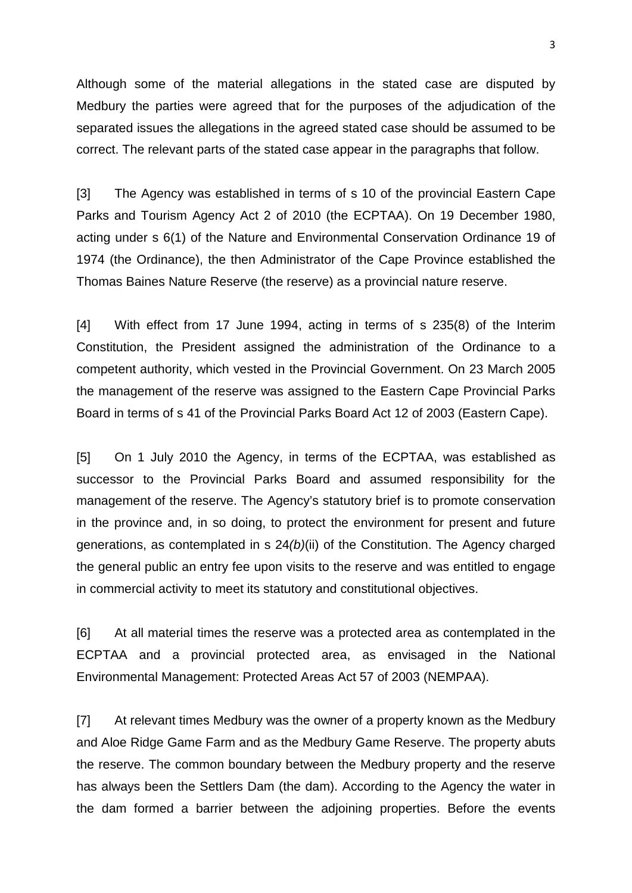Although some of the material allegations in the stated case are disputed by Medbury the parties were agreed that for the purposes of the adjudication of the separated issues the allegations in the agreed stated case should be assumed to be correct. The relevant parts of the stated case appear in the paragraphs that follow.

[3] The Agency was established in terms of s 10 of the provincial Eastern Cape Parks and Tourism Agency Act 2 of 2010 (the ECPTAA). On 19 December 1980, acting under s 6(1) of the Nature and Environmental Conservation Ordinance 19 of 1974 (the Ordinance), the then Administrator of the Cape Province established the Thomas Baines Nature Reserve (the reserve) as a provincial nature reserve.

[4] With effect from 17 June 1994, acting in terms of s 235(8) of the Interim Constitution, the President assigned the administration of the Ordinance to a competent authority, which vested in the Provincial Government. On 23 March 2005 the management of the reserve was assigned to the Eastern Cape Provincial Parks Board in terms of s 41 of the Provincial Parks Board Act 12 of 2003 (Eastern Cape).

[5] On 1 July 2010 the Agency, in terms of the ECPTAA, was established as successor to the Provincial Parks Board and assumed responsibility for the management of the reserve. The Agency's statutory brief is to promote conservation in the province and, in so doing, to protect the environment for present and future generations, as contemplated in s 24*(b)*(ii) of the Constitution. The Agency charged the general public an entry fee upon visits to the reserve and was entitled to engage in commercial activity to meet its statutory and constitutional objectives.

[6] At all material times the reserve was a protected area as contemplated in the ECPTAA and a provincial protected area, as envisaged in the National Environmental Management: Protected Areas Act 57 of 2003 (NEMPAA).

[7] At relevant times Medbury was the owner of a property known as the Medbury and Aloe Ridge Game Farm and as the Medbury Game Reserve. The property abuts the reserve. The common boundary between the Medbury property and the reserve has always been the Settlers Dam (the dam). According to the Agency the water in the dam formed a barrier between the adjoining properties. Before the events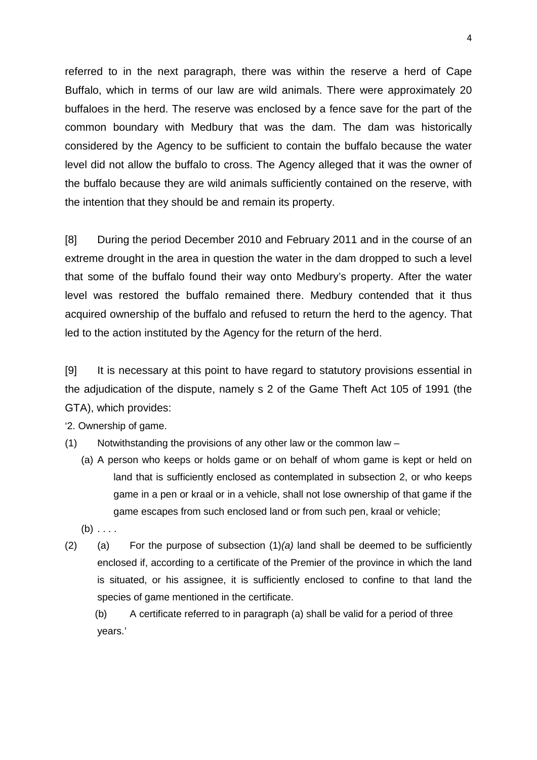referred to in the next paragraph, there was within the reserve a herd of Cape Buffalo, which in terms of our law are wild animals. There were approximately 20 buffaloes in the herd. The reserve was enclosed by a fence save for the part of the common boundary with Medbury that was the dam. The dam was historically considered by the Agency to be sufficient to contain the buffalo because the water level did not allow the buffalo to cross. The Agency alleged that it was the owner of the buffalo because they are wild animals sufficiently contained on the reserve, with the intention that they should be and remain its property.

[8] During the period December 2010 and February 2011 and in the course of an extreme drought in the area in question the water in the dam dropped to such a level that some of the buffalo found their way onto Medbury's property. After the water level was restored the buffalo remained there. Medbury contended that it thus acquired ownership of the buffalo and refused to return the herd to the agency. That led to the action instituted by the Agency for the return of the herd.

[9] It is necessary at this point to have regard to statutory provisions essential in the adjudication of the dispute, namely s 2 of the Game Theft Act 105 of 1991 (the GTA), which provides:

'2. Ownership of game.

(1) Notwithstanding the provisions of any other law or the common law –

(a) A person who keeps or holds game or on behalf of whom game is kept or held on land that is sufficiently enclosed as contemplated in subsection 2, or who keeps game in a pen or kraal or in a vehicle, shall not lose ownership of that game if the game escapes from such enclosed land or from such pen, kraal or vehicle;

(b) . . . .

(2) (a) For the purpose of subsection (1)*(a)* land shall be deemed to be sufficiently enclosed if, according to a certificate of the Premier of the province in which the land is situated, or his assignee, it is sufficiently enclosed to confine to that land the species of game mentioned in the certificate.

(b) A certificate referred to in paragraph (a) shall be valid for a period of three years.'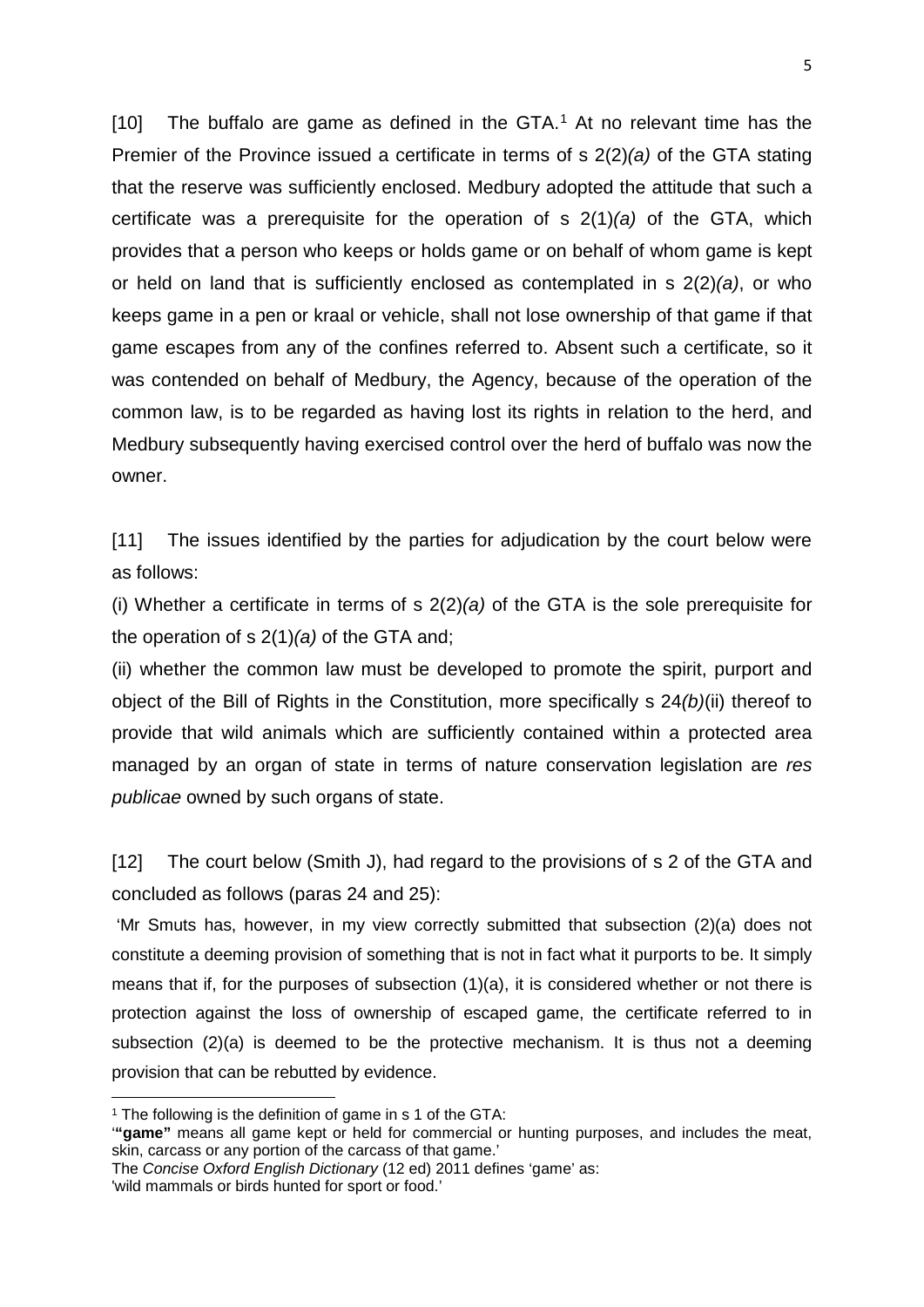[10] The buffalo are game as defined in the GTA.[1] At no relevant time has the Premier of the Province issued a certificate in terms of s 2(2)*(a)* of the GTA stating that the reserve was sufficiently enclosed. Medbury adopted the attitude that such a certificate was a prerequisite for the operation of s 2(1)*(a)* of the GTA, which provides that a person who keeps or holds game or on behalf of whom game is kept or held on land that is sufficiently enclosed as contemplated in s 2(2)*(a)*, or who keeps game in a pen or kraal or vehicle, shall not lose ownership of that game if that game escapes from any of the confines referred to. Absent such a certificate, so it was contended on behalf of Medbury, the Agency, because of the operation of the common law, is to be regarded as having lost its rights in relation to the herd, and Medbury subsequently having exercised control over the herd of buffalo was now the owner.

[11] The issues identified by the parties for adjudication by the court below were as follows:

(i) Whether a certificate in terms of s 2(2)*(a)* of the GTA is the sole prerequisite for the operation of s 2(1)*(a)* of the GTA and;

(ii) whether the common law must be developed to promote the spirit, purport and object of the Bill of Rights in the Constitution, more specifically s 24*(b)*(ii) thereof to provide that wild animals which are sufficiently contained within a protected area managed by an organ of state in terms of nature conservation legislation are *res publicae* owned by such organs of state.

[12] The court below (Smith J), had regard to the provisions of s 2 of the GTA and concluded as follows (paras 24 and 25):

'Mr Smuts has, however, in my view correctly submitted that subsection (2)(a) does not constitute a deeming provision of something that is not in fact what it purports to be. It simply means that if, for the purposes of subsection (1)(a), it is considered whether or not there is protection against the loss of ownership of escaped game, the certificate referred to in subsection (2)(a) is deemed to be the protective mechanism. It is thus not a deeming provision that can be rebutted by evidence.

---

[1] The following is the definition of game in s 1 of the GTA:

'**"game"** means all game kept or held for commercial or hunting purposes, and includes the meat, skin, carcass or any portion of the carcass of that game.'

The *Concise Oxford English Dictionary* (12 ed) 2011 defines 'game' as:

'wild mammals or birds hunted for sport or food.'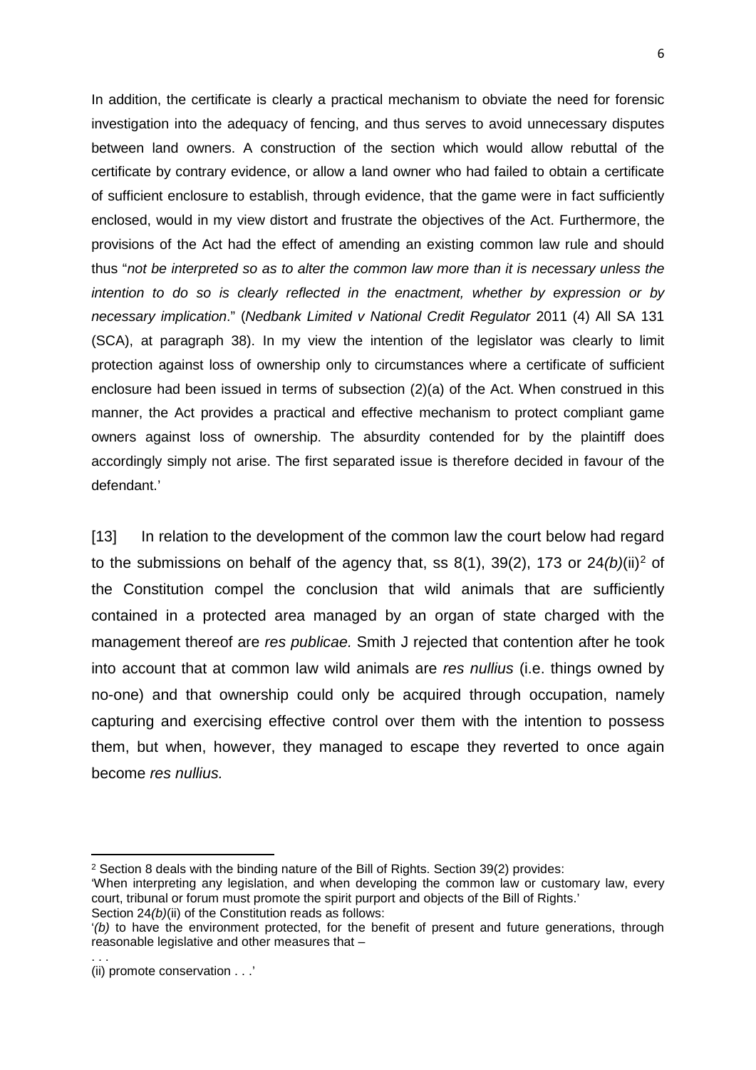In addition, the certificate is clearly a practical mechanism to obviate the need for forensic investigation into the adequacy of fencing, and thus serves to avoid unnecessary disputes between land owners. A construction of the section which would allow rebuttal of the certificate by contrary evidence, or allow a land owner who had failed to obtain a certificate of sufficient enclosure to establish, through evidence, that the game were in fact sufficiently enclosed, would in my view distort and frustrate the objectives of the Act. Furthermore, the provisions of the Act had the effect of amending an existing common law rule and should thus "*not be interpreted so as to alter the common law more than it is necessary unless the intention to do so is clearly reflected in the enactment, whether by expression or by necessary implication*." (*Nedbank Limited v National Credit Regulator* 2011 (4) All SA 131 (SCA), at paragraph 38). In my view the intention of the legislator was clearly to limit protection against loss of ownership only to circumstances where a certificate of sufficient enclosure had been issued in terms of subsection (2)(a) of the Act. When construed in this manner, the Act provides a practical and effective mechanism to protect compliant game owners against loss of ownership. The absurdity contended for by the plaintiff does accordingly simply not arise. The first separated issue is therefore decided in favour of the defendant.'

[13] In relation to the development of the common law the court below had regard to the submissions on behalf of the agency that, ss 8(1), 39(2), 173 or 24*(b)*(ii)[2] of the Constitution compel the conclusion that wild animals that are sufficiently contained in a protected area managed by an organ of state charged with the management thereof are *res publicae.* Smith J rejected that contention after he took into account that at common law wild animals are *res nullius* (i.e. things owned by no-one) and that ownership could only be acquired through occupation, namely capturing and exercising effective control over them with the intention to possess them, but when, however, they managed to escape they reverted to once again become *res nullius.*

---

[2] Section 8 deals with the binding nature of the Bill of Rights. Section 39(2) provides:
'When interpreting any legislation, and when developing the common law or customary law, every court, tribunal or forum must promote the spirit purport and objects of the Bill of Rights.'
Section 24*(b)*(ii) of the Constitution reads as follows:
'*(b)* to have the environment protected, for the benefit of present and future generations, through reasonable legislative and other measures that –
. . .
(ii) promote conservation . . .'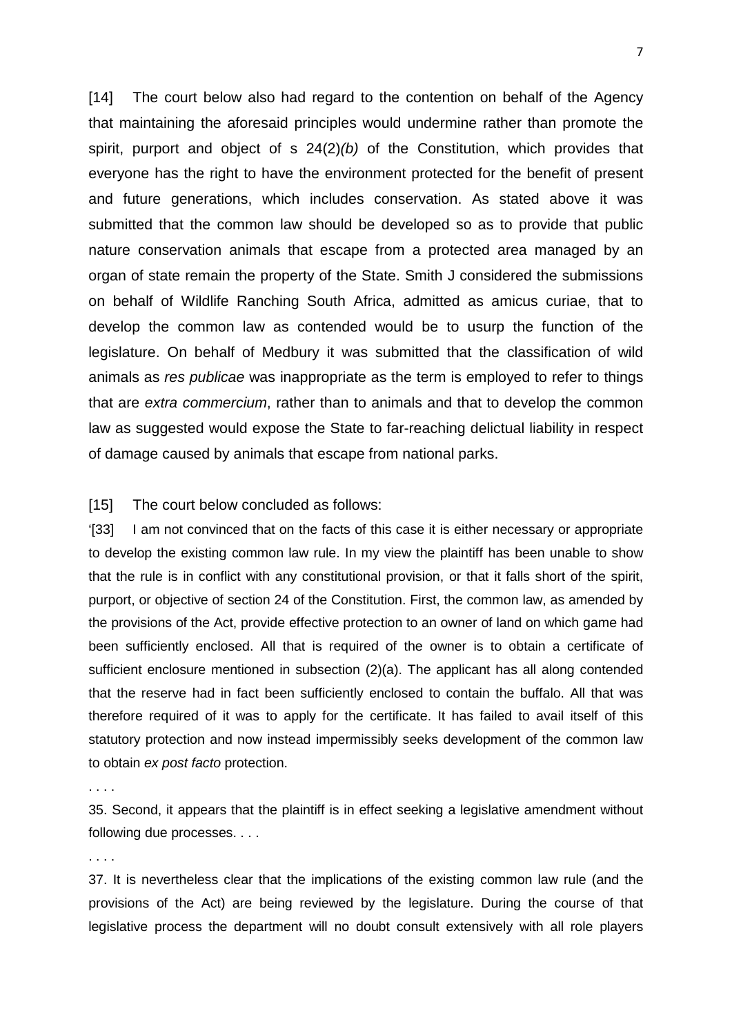[14] The court below also had regard to the contention on behalf of the Agency that maintaining the aforesaid principles would undermine rather than promote the spirit, purport and object of s 24(2)*(b)* of the Constitution, which provides that everyone has the right to have the environment protected for the benefit of present and future generations, which includes conservation. As stated above it was submitted that the common law should be developed so as to provide that public nature conservation animals that escape from a protected area managed by an organ of state remain the property of the State. Smith J considered the submissions on behalf of Wildlife Ranching South Africa, admitted as amicus curiae, that to develop the common law as contended would be to usurp the function of the legislature. On behalf of Medbury it was submitted that the classification of wild animals as *res publicae* was inappropriate as the term is employed to refer to things that are *extra commercium*, rather than to animals and that to develop the common law as suggested would expose the State to far-reaching delictual liability in respect of damage caused by animals that escape from national parks.

[15] The court below concluded as follows:

'[33] I am not convinced that on the facts of this case it is either necessary or appropriate to develop the existing common law rule. In my view the plaintiff has been unable to show that the rule is in conflict with any constitutional provision, or that it falls short of the spirit, purport, or objective of section 24 of the Constitution. First, the common law, as amended by the provisions of the Act, provide effective protection to an owner of land on which game had been sufficiently enclosed. All that is required of the owner is to obtain a certificate of sufficient enclosure mentioned in subsection (2)(a). The applicant has all along contended that the reserve had in fact been sufficiently enclosed to contain the buffalo. All that was therefore required of it was to apply for the certificate. It has failed to avail itself of this statutory protection and now instead impermissibly seeks development of the common law to obtain *ex post facto* protection.

. . . .

35. Second, it appears that the plaintiff is in effect seeking a legislative amendment without following due processes. . . .

. . . .

37. It is nevertheless clear that the implications of the existing common law rule (and the provisions of the Act) are being reviewed by the legislature. During the course of that legislative process the department will no doubt consult extensively with all role players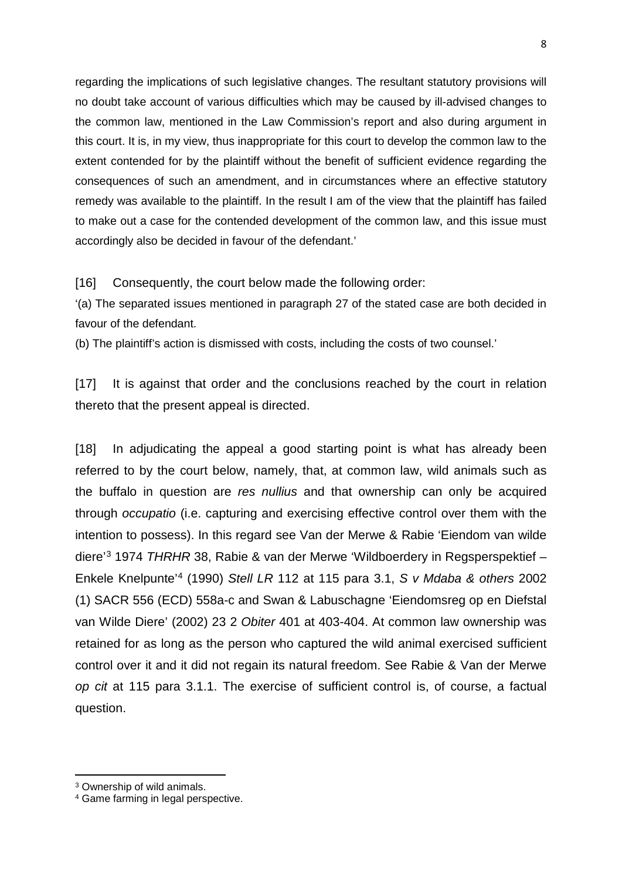regarding the implications of such legislative changes. The resultant statutory provisions will no doubt take account of various difficulties which may be caused by ill-advised changes to the common law, mentioned in the Law Commission's report and also during argument in this court. It is, in my view, thus inappropriate for this court to develop the common law to the extent contended for by the plaintiff without the benefit of sufficient evidence regarding the consequences of such an amendment, and in circumstances where an effective statutory remedy was available to the plaintiff. In the result I am of the view that the plaintiff has failed to make out a case for the contended development of the common law, and this issue must accordingly also be decided in favour of the defendant.'

[16] Consequently, the court below made the following order:

'(a) The separated issues mentioned in paragraph 27 of the stated case are both decided in favour of the defendant.

(b) The plaintiff's action is dismissed with costs, including the costs of two counsel.'

[17] It is against that order and the conclusions reached by the court in relation thereto that the present appeal is directed.

[18] In adjudicating the appeal a good starting point is what has already been referred to by the court below, namely, that, at common law, wild animals such as the buffalo in question are *res nullius* and that ownership can only be acquired through *occupatio* (i.e. capturing and exercising effective control over them with the intention to possess). In this regard see Van der Merwe & Rabie 'Eiendom van wilde diere'[3] 1974 *THRHR* 38, Rabie & van der Merwe 'Wildboerdery in Regsperspektief – Enkele Knelpunte'[4] (1990) *Stell LR* 112 at 115 para 3.1, *S v Mdaba & others* 2002 (1) SACR 556 (ECD) 558a-c and Swan & Labuschagne 'Eiendomsreg op en Diefstal van Wilde Diere' (2002) 23 2 *Obiter* 401 at 403-404. At common law ownership was retained for as long as the person who captured the wild animal exercised sufficient control over it and it did not regain its natural freedom. See Rabie & Van der Merwe *op cit* at 115 para 3.1.1. The exercise of sufficient control is, of course, a factual question.

[3] Ownership of wild animals.

[4] Game farming in legal perspective.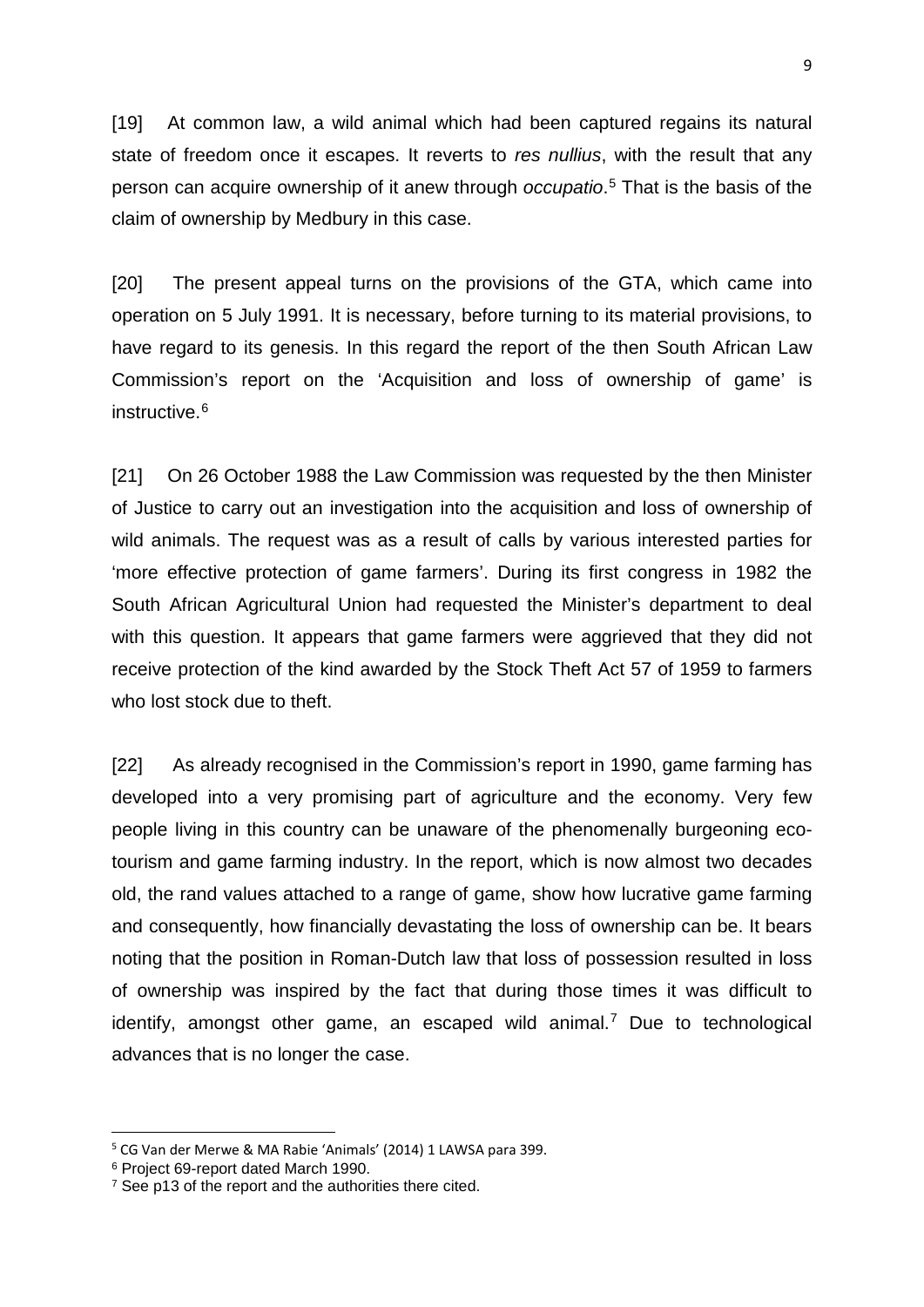[19] At common law, a wild animal which had been captured regains its natural state of freedom once it escapes. It reverts to *res nullius*, with the result that any person can acquire ownership of it anew through *occupatio*.[5] That is the basis of the claim of ownership by Medbury in this case.

[20] The present appeal turns on the provisions of the GTA, which came into operation on 5 July 1991. It is necessary, before turning to its material provisions, to have regard to its genesis. In this regard the report of the then South African Law Commission's report on the 'Acquisition and loss of ownership of game' is instructive.[6]

[21] On 26 October 1988 the Law Commission was requested by the then Minister of Justice to carry out an investigation into the acquisition and loss of ownership of wild animals. The request was as a result of calls by various interested parties for 'more effective protection of game farmers'. During its first congress in 1982 the South African Agricultural Union had requested the Minister's department to deal with this question. It appears that game farmers were aggrieved that they did not receive protection of the kind awarded by the Stock Theft Act 57 of 1959 to farmers who lost stock due to theft.

[22] As already recognised in the Commission's report in 1990, game farming has developed into a very promising part of agriculture and the economy. Very few people living in this country can be unaware of the phenomenally burgeoning eco-tourism and game farming industry. In the report, which is now almost two decades old, the rand values attached to a range of game, show how lucrative game farming and consequently, how financially devastating the loss of ownership can be. It bears noting that the position in Roman-Dutch law that loss of possession resulted in loss of ownership was inspired by the fact that during those times it was difficult to identify, amongst other game, an escaped wild animal.[7] Due to technological advances that is no longer the case.

---

[5] CG Van der Merwe & MA Rabie 'Animals' (2014) 1 LAWSA para 399.

[6] Project 69-report dated March 1990.

[7] See p13 of the report and the authorities there cited.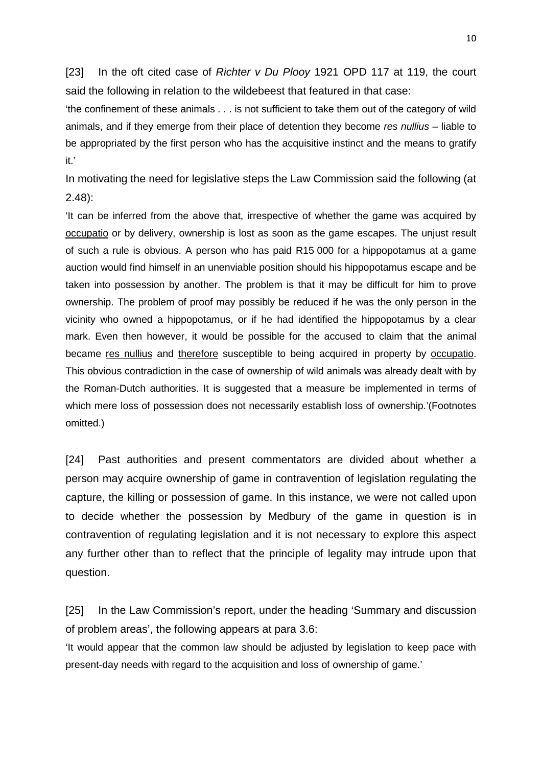[23] In the oft cited case of *Richter v Du Plooy* 1921 OPD 117 at 119, the court said the following in relation to the wildebeest that featured in that case:

'the confinement of these animals . . . is not sufficient to take them out of the category of wild animals, and if they emerge from their place of detention they become *res nullius* – liable to be appropriated by the first person who has the acquisitive instinct and the means to gratify it.'

In motivating the need for legislative steps the Law Commission said the following (at 2.48):

'It can be inferred from the above that, irrespective of whether the game was acquired by <u>occupatio</u> or by delivery, ownership is lost as soon as the game escapes. The unjust result of such a rule is obvious. A person who has paid R15 000 for a hippopotamus at a game auction would find himself in an unenviable position should his hippopotamus escape and be taken into possession by another. The problem is that it may be difficult for him to prove ownership. The problem of proof may possibly be reduced if he was the only person in the vicinity who owned a hippopotamus, or if he had identified the hippopotamus by a clear mark. Even then however, it would be possible for the accused to claim that the animal became <u>res nullius</u> and <u>therefore</u> susceptible to being acquired in property by <u>occupatio</u>. This obvious contradiction in the case of ownership of wild animals was already dealt with by the Roman-Dutch authorities. It is suggested that a measure be implemented in terms of which mere loss of possession does not necessarily establish loss of ownership.'(Footnotes omitted.)

[24] Past authorities and present commentators are divided about whether a person may acquire ownership of game in contravention of legislation regulating the capture, the killing or possession of game. In this instance, we were not called upon to decide whether the possession by Medbury of the game in question is in contravention of regulating legislation and it is not necessary to explore this aspect any further other than to reflect that the principle of legality may intrude upon that question.

[25] In the Law Commission's report, under the heading 'Summary and discussion of problem areas', the following appears at para 3.6:

'It would appear that the common law should be adjusted by legislation to keep pace with present-day needs with regard to the acquisition and loss of ownership of game.'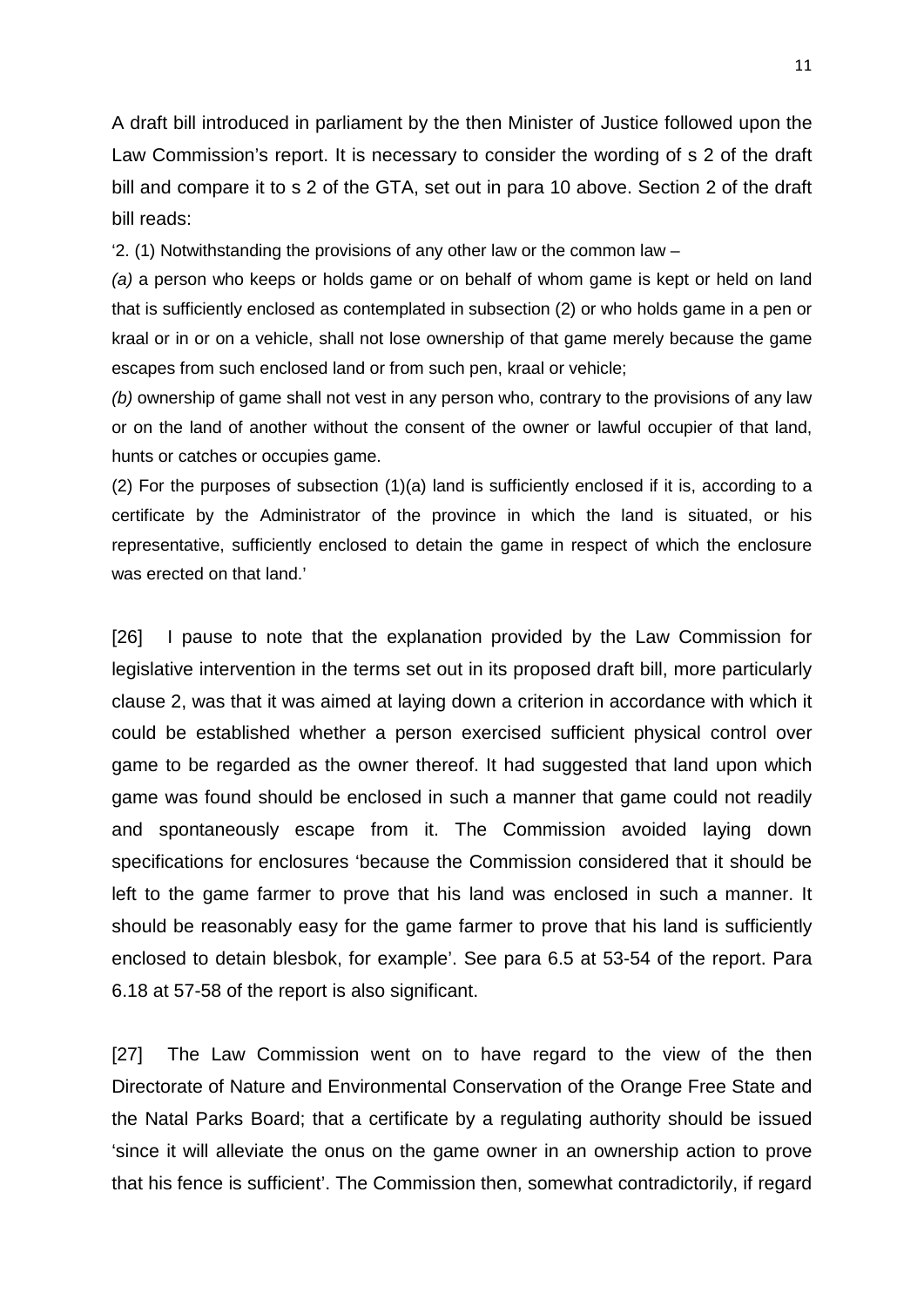A draft bill introduced in parliament by the then Minister of Justice followed upon the Law Commission's report. It is necessary to consider the wording of s 2 of the draft bill and compare it to s 2 of the GTA, set out in para 10 above. Section 2 of the draft bill reads:

'2. (1) Notwithstanding the provisions of any other law or the common law –

*(a)* a person who keeps or holds game or on behalf of whom game is kept or held on land that is sufficiently enclosed as contemplated in subsection (2) or who holds game in a pen or kraal or in or on a vehicle, shall not lose ownership of that game merely because the game escapes from such enclosed land or from such pen, kraal or vehicle;

*(b)* ownership of game shall not vest in any person who, contrary to the provisions of any law or on the land of another without the consent of the owner or lawful occupier of that land, hunts or catches or occupies game.

(2) For the purposes of subsection (1)(a) land is sufficiently enclosed if it is, according to a certificate by the Administrator of the province in which the land is situated, or his representative, sufficiently enclosed to detain the game in respect of which the enclosure was erected on that land.'

[26] I pause to note that the explanation provided by the Law Commission for legislative intervention in the terms set out in its proposed draft bill, more particularly clause 2, was that it was aimed at laying down a criterion in accordance with which it could be established whether a person exercised sufficient physical control over game to be regarded as the owner thereof. It had suggested that land upon which game was found should be enclosed in such a manner that game could not readily and spontaneously escape from it. The Commission avoided laying down specifications for enclosures 'because the Commission considered that it should be left to the game farmer to prove that his land was enclosed in such a manner. It should be reasonably easy for the game farmer to prove that his land is sufficiently enclosed to detain blesbok, for example'. See para 6.5 at 53-54 of the report. Para 6.18 at 57-58 of the report is also significant.

[27] The Law Commission went on to have regard to the view of the then Directorate of Nature and Environmental Conservation of the Orange Free State and the Natal Parks Board; that a certificate by a regulating authority should be issued 'since it will alleviate the onus on the game owner in an ownership action to prove that his fence is sufficient'. The Commission then, somewhat contradictorily, if regard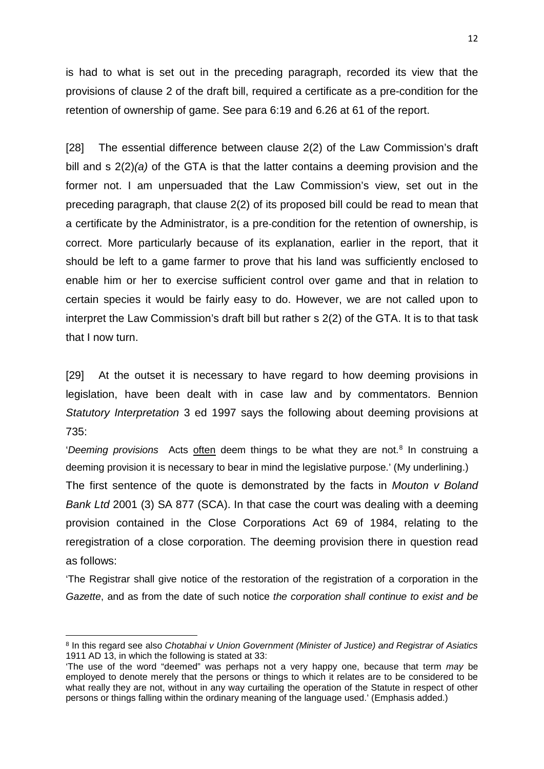is had to what is set out in the preceding paragraph, recorded its view that the provisions of clause 2 of the draft bill, required a certificate as a pre-condition for the retention of ownership of game. See para 6:19 and 6.26 at 61 of the report.

[28] The essential difference between clause 2(2) of the Law Commission's draft bill and s 2(2)*(a)* of the GTA is that the latter contains a deeming provision and the former not. I am unpersuaded that the Law Commission's view, set out in the preceding paragraph, that clause 2(2) of its proposed bill could be read to mean that a certificate by the Administrator, is a pre-condition for the retention of ownership, is correct. More particularly because of its explanation, earlier in the report, that it should be left to a game farmer to prove that his land was sufficiently enclosed to enable him or her to exercise sufficient control over game and that in relation to certain species it would be fairly easy to do. However, we are not called upon to interpret the Law Commission's draft bill but rather s 2(2) of the GTA. It is to that task that I now turn.

[29] At the outset it is necessary to have regard to how deeming provisions in legislation, have been dealt with in case law and by commentators. Bennion *Statutory Interpretation* 3 ed 1997 says the following about deeming provisions at 735:

'*Deeming provisions* Acts <u>often</u> deem things to be what they are not.[8] In construing a deeming provision it is necessary to bear in mind the legislative purpose.' (My underlining.)

The first sentence of the quote is demonstrated by the facts in *Mouton v Boland Bank Ltd* 2001 (3) SA 877 (SCA). In that case the court was dealing with a deeming provision contained in the Close Corporations Act 69 of 1984, relating to the reregistration of a close corporation. The deeming provision there in question read as follows:

'The Registrar shall give notice of the restoration of the registration of a corporation in the *Gazette*, and as from the date of such notice *the corporation shall continue to exist and be*

---

[8] In this regard see also *Chotabhai v Union Government (Minister of Justice) and Registrar of Asiatics* 1911 AD 13, in which the following is stated at 33:
'The use of the word "deemed" was perhaps not a very happy one, because that term *may* be employed to denote merely that the persons or things to which it relates are to be considered to be what really they are not, without in any way curtailing the operation of the Statute in respect of other persons or things falling within the ordinary meaning of the language used.' (Emphasis added.)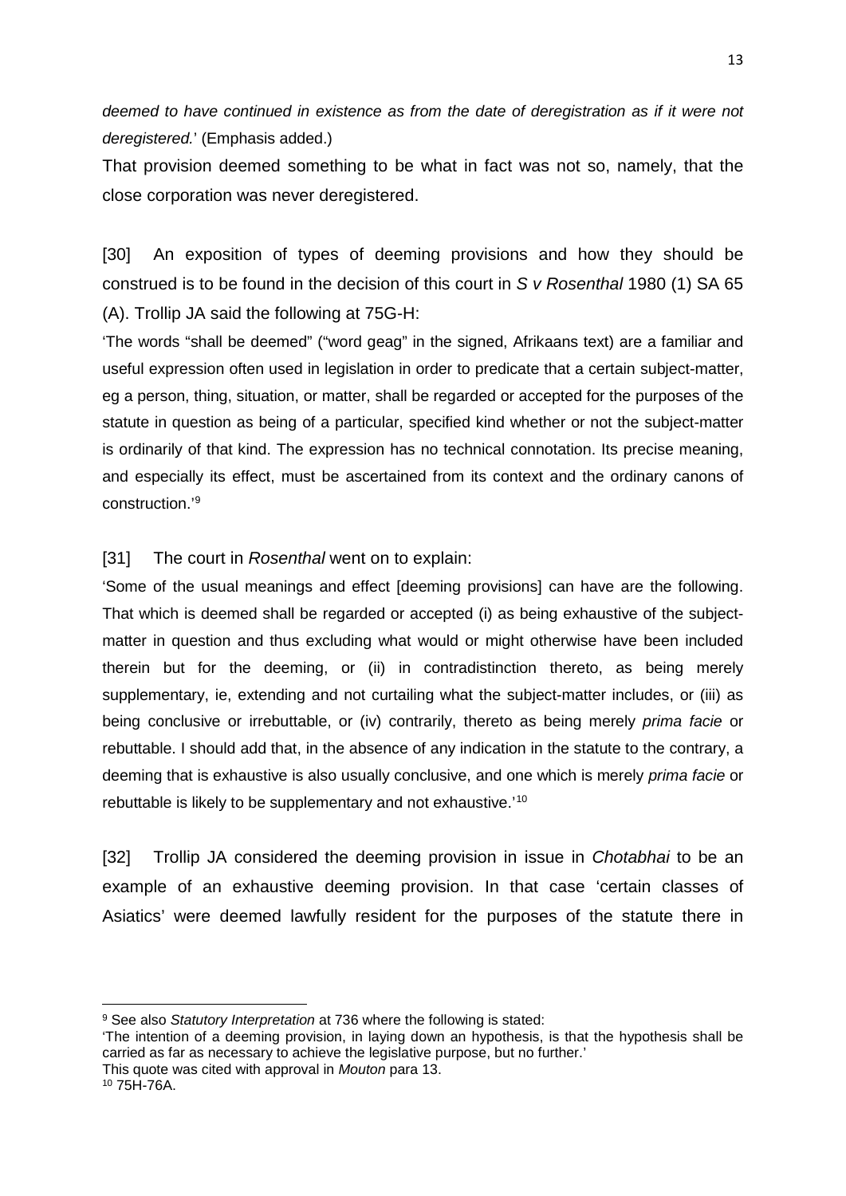*deemed to have continued in existence as from the date of deregistration as if it were not deregistered.*' (Emphasis added.)

That provision deemed something to be what in fact was not so, namely, that the close corporation was never deregistered.

[30] An exposition of types of deeming provisions and how they should be construed is to be found in the decision of this court in *S v Rosenthal* 1980 (1) SA 65 (A). Trollip JA said the following at 75G-H:

'The words "shall be deemed" ("word geag" in the signed, Afrikaans text) are a familiar and useful expression often used in legislation in order to predicate that a certain subject-matter, eg a person, thing, situation, or matter, shall be regarded or accepted for the purposes of the statute in question as being of a particular, specified kind whether or not the subject-matter is ordinarily of that kind. The expression has no technical connotation. Its precise meaning, and especially its effect, must be ascertained from its context and the ordinary canons of construction.'[9]

[31] The court in *Rosenthal* went on to explain:

'Some of the usual meanings and effect [deeming provisions] can have are the following. That which is deemed shall be regarded or accepted (i) as being exhaustive of the subject-matter in question and thus excluding what would or might otherwise have been included therein but for the deeming, or (ii) in contradistinction thereto, as being merely supplementary, ie, extending and not curtailing what the subject-matter includes, or (iii) as being conclusive or irrebuttable, or (iv) contrarily, thereto as being merely *prima facie* or rebuttable. I should add that, in the absence of any indication in the statute to the contrary, a deeming that is exhaustive is also usually conclusive, and one which is merely *prima facie* or rebuttable is likely to be supplementary and not exhaustive.'[10]

[32] Trollip JA considered the deeming provision in issue in *Chotabhai* to be an example of an exhaustive deeming provision. In that case 'certain classes of Asiatics' were deemed lawfully resident for the purposes of the statute there in

---

[9] See also *Statutory Interpretation* at 736 where the following is stated:
'The intention of a deeming provision, in laying down an hypothesis, is that the hypothesis shall be carried as far as necessary to achieve the legislative purpose, but no further.'
This quote was cited with approval in *Mouton* para 13.

[10] 75H-76A.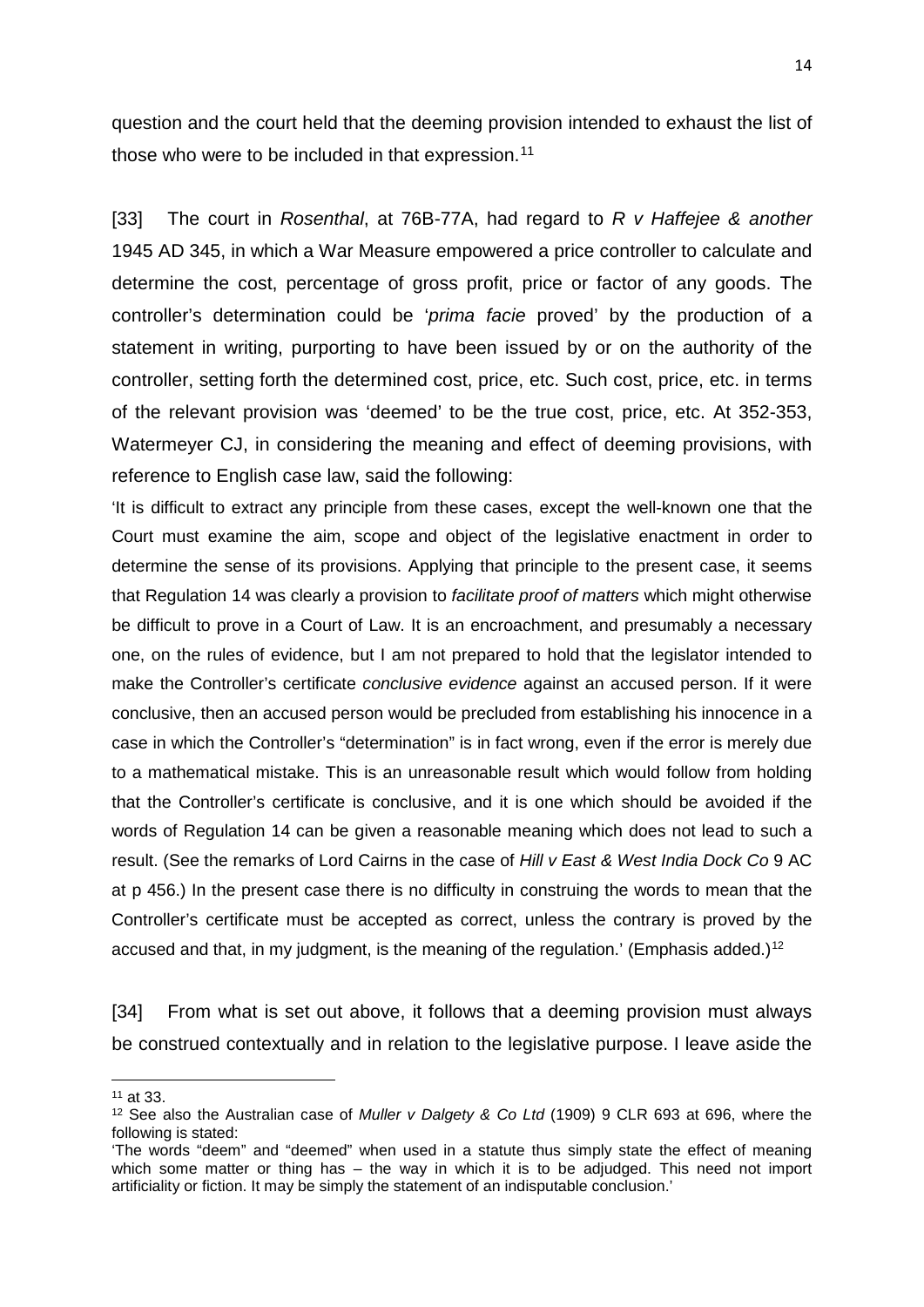question and the court held that the deeming provision intended to exhaust the list of those who were to be included in that expression.[11]

[33] The court in *Rosenthal*, at 76B-77A, had regard to *R v Haffejee & another* 1945 AD 345, in which a War Measure empowered a price controller to calculate and determine the cost, percentage of gross profit, price or factor of any goods. The controller's determination could be '*prima facie* proved' by the production of a statement in writing, purporting to have been issued by or on the authority of the controller, setting forth the determined cost, price, etc. Such cost, price, etc. in terms of the relevant provision was 'deemed' to be the true cost, price, etc. At 352-353, Watermeyer CJ, in considering the meaning and effect of deeming provisions, with reference to English case law, said the following:

'It is difficult to extract any principle from these cases, except the well-known one that the Court must examine the aim, scope and object of the legislative enactment in order to determine the sense of its provisions. Applying that principle to the present case, it seems that Regulation 14 was clearly a provision to *facilitate proof of matters* which might otherwise be difficult to prove in a Court of Law. It is an encroachment, and presumably a necessary one, on the rules of evidence, but I am not prepared to hold that the legislator intended to make the Controller's certificate *conclusive evidence* against an accused person. If it were conclusive, then an accused person would be precluded from establishing his innocence in a case in which the Controller's "determination" is in fact wrong, even if the error is merely due to a mathematical mistake. This is an unreasonable result which would follow from holding that the Controller's certificate is conclusive, and it is one which should be avoided if the words of Regulation 14 can be given a reasonable meaning which does not lead to such a result. (See the remarks of Lord Cairns in the case of *Hill v East & West India Dock Co* 9 AC at p 456.) In the present case there is no difficulty in construing the words to mean that the Controller's certificate must be accepted as correct, unless the contrary is proved by the accused and that, in my judgment, is the meaning of the regulation.' (Emphasis added.)[12]

[34] From what is set out above, it follows that a deeming provision must always be construed contextually and in relation to the legislative purpose. I leave aside the

---

[11] at 33.

[12] See also the Australian case of *Muller v Dalgety & Co Ltd* (1909) 9 CLR 693 at 696, where the following is stated:

'The words "deem" and "deemed" when used in a statute thus simply state the effect of meaning which some matter or thing has – the way in which it is to be adjudged. This need not import artificiality or fiction. It may be simply the statement of an indisputable conclusion.'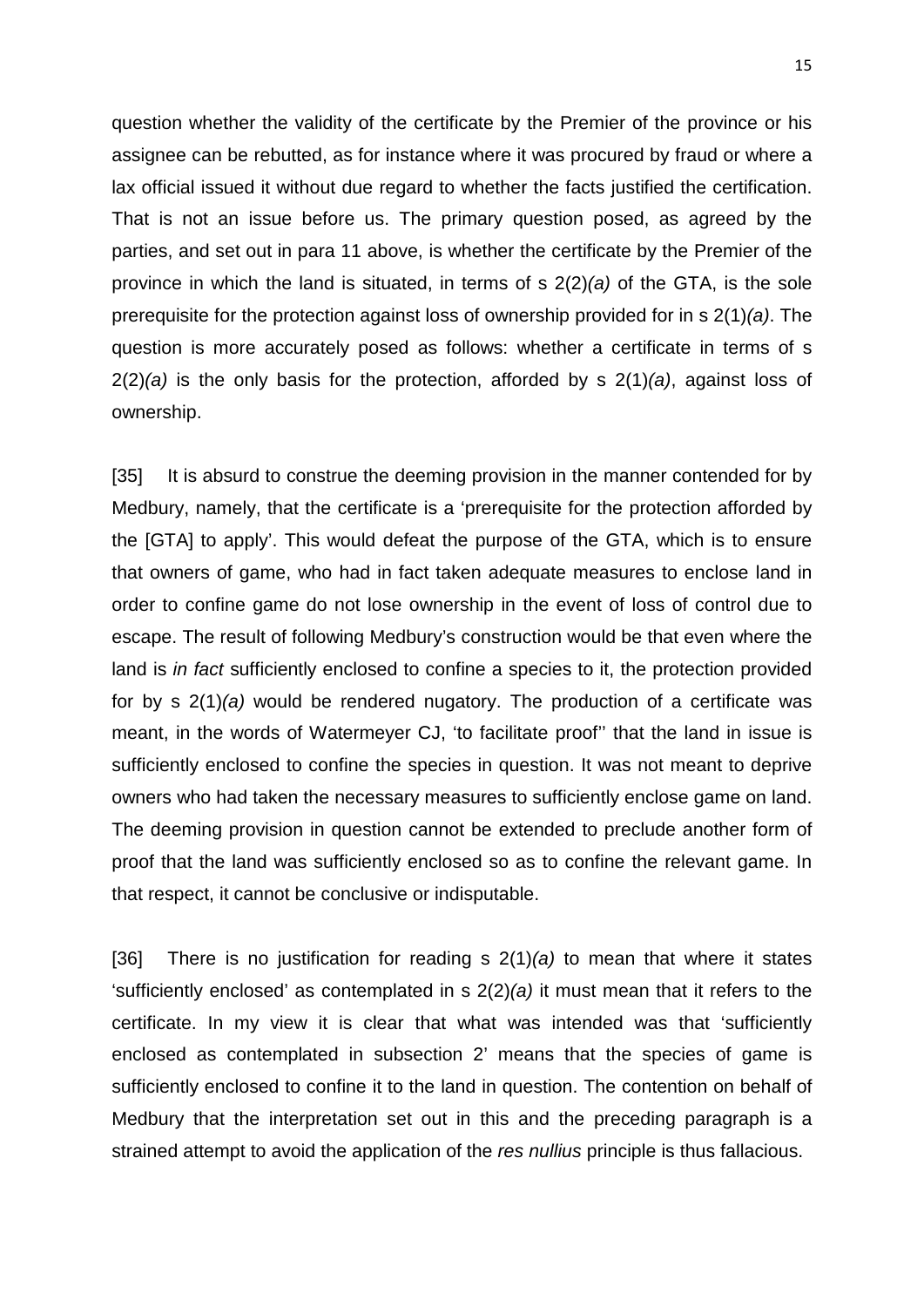question whether the validity of the certificate by the Premier of the province or his assignee can be rebutted, as for instance where it was procured by fraud or where a lax official issued it without due regard to whether the facts justified the certification. That is not an issue before us. The primary question posed, as agreed by the parties, and set out in para 11 above, is whether the certificate by the Premier of the province in which the land is situated, in terms of s 2(2)*(a)* of the GTA, is the sole prerequisite for the protection against loss of ownership provided for in s 2(1)*(a)*. The question is more accurately posed as follows: whether a certificate in terms of s 2(2)*(a)* is the only basis for the protection, afforded by s 2(1)*(a)*, against loss of ownership.

[35] It is absurd to construe the deeming provision in the manner contended for by Medbury, namely, that the certificate is a 'prerequisite for the protection afforded by the [GTA] to apply'. This would defeat the purpose of the GTA, which is to ensure that owners of game, who had in fact taken adequate measures to enclose land in order to confine game do not lose ownership in the event of loss of control due to escape. The result of following Medbury's construction would be that even where the land is *in fact* sufficiently enclosed to confine a species to it, the protection provided for by s 2(1)*(a)* would be rendered nugatory. The production of a certificate was meant, in the words of Watermeyer CJ, 'to facilitate proof'' that the land in issue is sufficiently enclosed to confine the species in question. It was not meant to deprive owners who had taken the necessary measures to sufficiently enclose game on land. The deeming provision in question cannot be extended to preclude another form of proof that the land was sufficiently enclosed so as to confine the relevant game. In that respect, it cannot be conclusive or indisputable.

[36] There is no justification for reading s 2(1)*(a)* to mean that where it states 'sufficiently enclosed' as contemplated in s 2(2)*(a)* it must mean that it refers to the certificate. In my view it is clear that what was intended was that 'sufficiently enclosed as contemplated in subsection 2' means that the species of game is sufficiently enclosed to confine it to the land in question. The contention on behalf of Medbury that the interpretation set out in this and the preceding paragraph is a strained attempt to avoid the application of the *res nullius* principle is thus fallacious.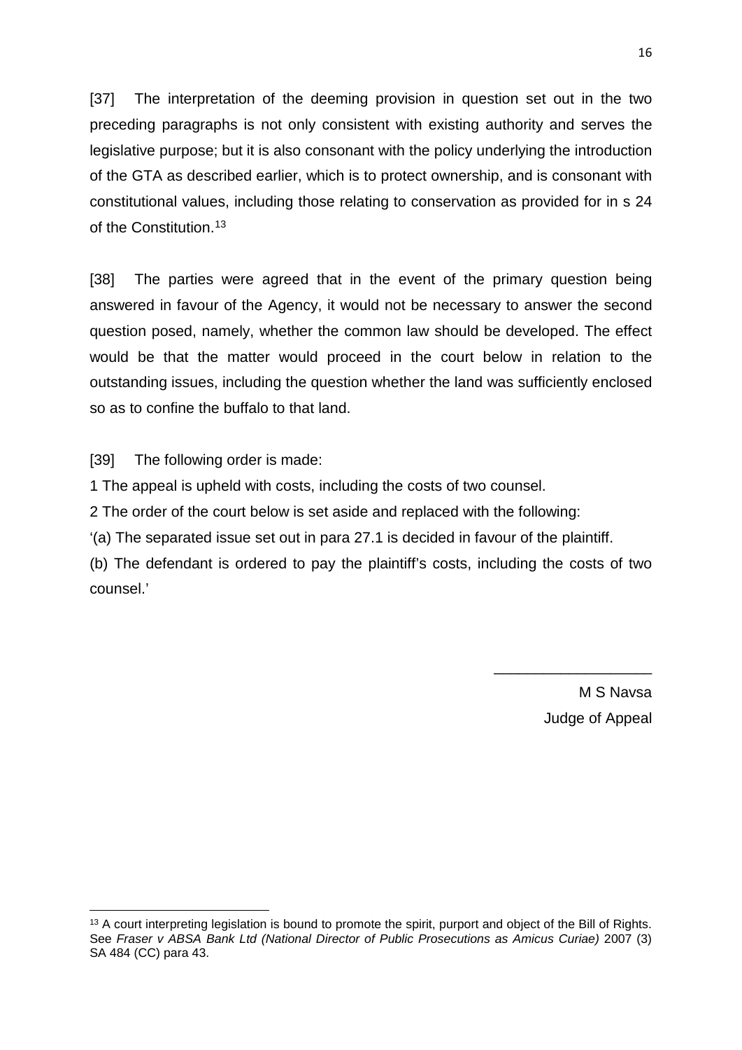[37] The interpretation of the deeming provision in question set out in the two preceding paragraphs is not only consistent with existing authority and serves the legislative purpose; but it is also consonant with the policy underlying the introduction of the GTA as described earlier, which is to protect ownership, and is consonant with constitutional values, including those relating to conservation as provided for in s 24 of the Constitution.[13]

[38] The parties were agreed that in the event of the primary question being answered in favour of the Agency, it would not be necessary to answer the second question posed, namely, whether the common law should be developed. The effect would be that the matter would proceed in the court below in relation to the outstanding issues, including the question whether the land was sufficiently enclosed so as to confine the buffalo to that land.

[39] The following order is made:

1 The appeal is upheld with costs, including the costs of two counsel.

2 The order of the court below is set aside and replaced with the following:

'(a) The separated issue set out in para 27.1 is decided in favour of the plaintiff.

(b) The defendant is ordered to pay the plaintiff's costs, including the costs of two counsel.'

M S Navsa
Judge of Appeal

---

[13] A court interpreting legislation is bound to promote the spirit, purport and object of the Bill of Rights. See *Fraser v ABSA Bank Ltd (National Director of Public Prosecutions as Amicus Curiae)* 2007 (3) SA 484 (CC) para 43.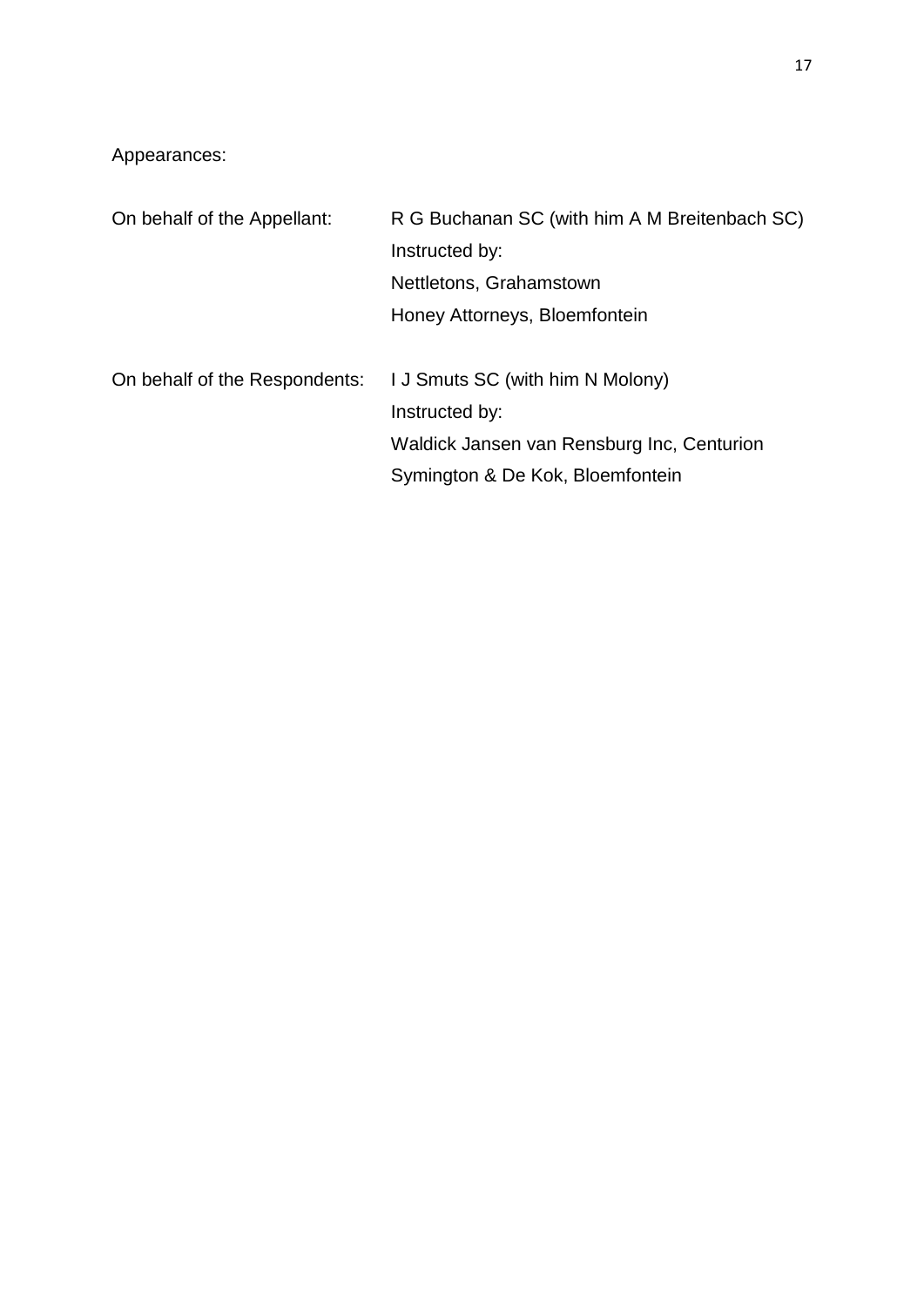Appearances:

| | |
|---|---|
| On behalf of the Appellant: | R G Buchanan SC (with him A M Breitenbach SC) |
| | Instructed by: |
| | Nettletons, Grahamstown |
| | Honey Attorneys, Bloemfontein |
| | |
| On behalf of the Respondents: | I J Smuts SC (with him N Molony) |
| | Instructed by: |
| | Waldick Jansen van Rensburg Inc, Centurion |
| | Symington & De Kok, Bloemfontein |